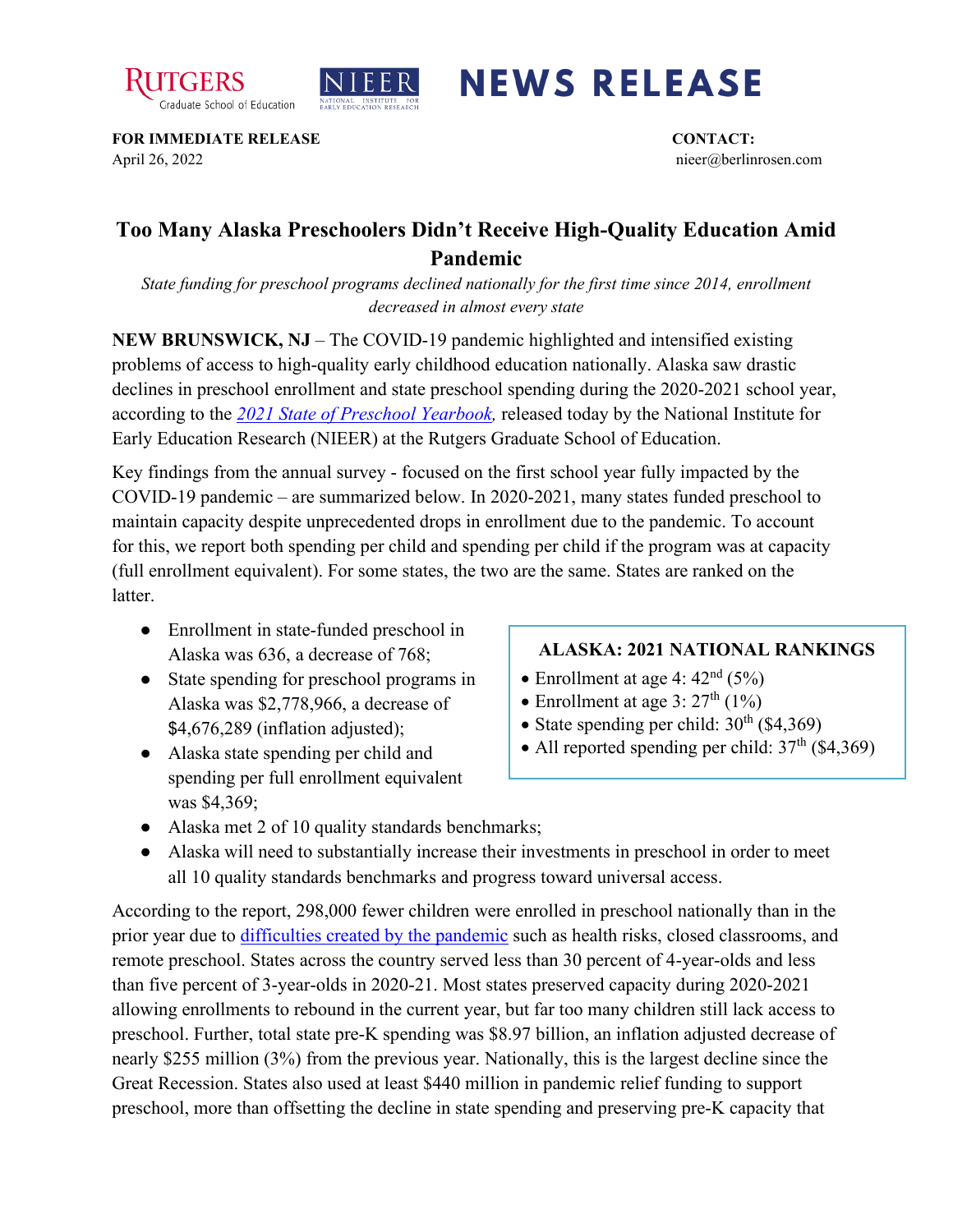RUTGERS Graduate School of Education

NIEER NATIONAL INSTITUTE FOR EARLY EDUCATION RESEARCH

# NEWS RELEASE

**FOR IMMEDIATE RELEASE**
April 26, 2022

**CONTACT:**
nieer@berlinrosen.com

## Too Many Alaska Preschoolers Didn't Receive High-Quality Education Amid Pandemic

*State funding for preschool programs declined nationally for the first time since 2014, enrollment decreased in almost every state*

**NEW BRUNSWICK, NJ** – The COVID-19 pandemic highlighted and intensified existing problems of access to high-quality early childhood education nationally. Alaska saw drastic declines in preschool enrollment and state preschool spending during the 2020-2021 school year, according to the *2021 State of Preschool Yearbook,* released today by the National Institute for Early Education Research (NIEER) at the Rutgers Graduate School of Education.

Key findings from the annual survey - focused on the first school year fully impacted by the COVID-19 pandemic – are summarized below. In 2020-2021, many states funded preschool to maintain capacity despite unprecedented drops in enrollment due to the pandemic. To account for this, we report both spending per child and spending per child if the program was at capacity (full enrollment equivalent). For some states, the two are the same. States are ranked on the latter.

- Enrollment in state-funded preschool in Alaska was 636, a decrease of 768;
- State spending for preschool programs in Alaska was $2,778,966, a decrease of $4,676,289 (inflation adjusted);
- Alaska state spending per child and spending per full enrollment equivalent was $4,369;
- Alaska met 2 of 10 quality standards benchmarks;
- Alaska will need to substantially increase their investments in preschool in order to meet all 10 quality standards benchmarks and progress toward universal access.

**ALASKA: 2021 NATIONAL RANKINGS**

- Enrollment at age 4: 42nd (5%)
- Enrollment at age 3: 27th (1%)
- State spending per child: 30th ($4,369)
- All reported spending per child: 37th ($4,369)

According to the report, 298,000 fewer children were enrolled in preschool nationally than in the prior year due to difficulties created by the pandemic such as health risks, closed classrooms, and remote preschool. States across the country served less than 30 percent of 4-year-olds and less than five percent of 3-year-olds in 2020-21. Most states preserved capacity during 2020-2021 allowing enrollments to rebound in the current year, but far too many children still lack access to preschool. Further, total state pre-K spending was $8.97 billion, an inflation adjusted decrease of nearly $255 million (3%) from the previous year. Nationally, this is the largest decline since the Great Recession. States also used at least $440 million in pandemic relief funding to support preschool, more than offsetting the decline in state spending and preserving pre-K capacity that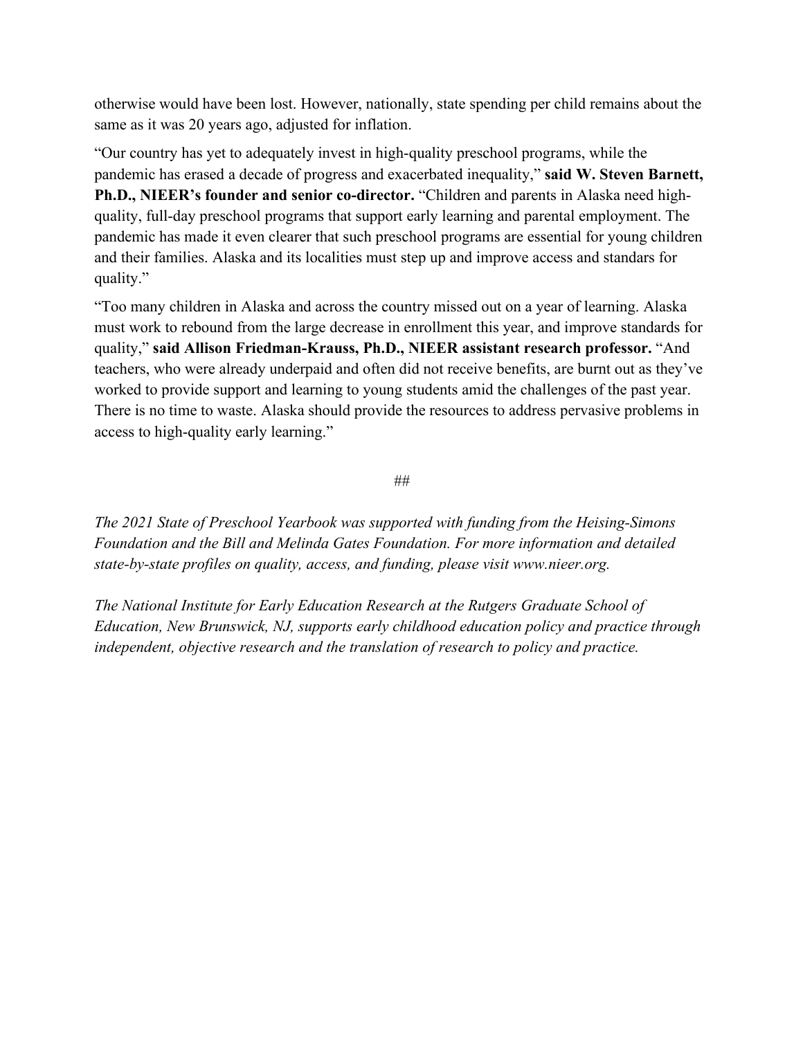otherwise would have been lost. However, nationally, state spending per child remains about the same as it was 20 years ago, adjusted for inflation.

"Our country has yet to adequately invest in high-quality preschool programs, while the pandemic has erased a decade of progress and exacerbated inequality," **said W. Steven Barnett, Ph.D., NIEER's founder and senior co-director.** "Children and parents in Alaska need high-quality, full-day preschool programs that support early learning and parental employment. The pandemic has made it even clearer that such preschool programs are essential for young children and their families. Alaska and its localities must step up and improve access and standars for quality."

"Too many children in Alaska and across the country missed out on a year of learning. Alaska must work to rebound from the large decrease in enrollment this year, and improve standards for quality," **said Allison Friedman-Krauss, Ph.D., NIEER assistant research professor.** "And teachers, who were already underpaid and often did not receive benefits, are burnt out as they've worked to provide support and learning to young students amid the challenges of the past year. There is no time to waste. Alaska should provide the resources to address pervasive problems in access to high-quality early learning."

##

*The 2021 State of Preschool Yearbook was supported with funding from the Heising-Simons Foundation and the Bill and Melinda Gates Foundation. For more information and detailed state-by-state profiles on quality, access, and funding, please visit www.nieer.org.*

*The National Institute for Early Education Research at the Rutgers Graduate School of Education, New Brunswick, NJ, supports early childhood education policy and practice through independent, objective research and the translation of research to policy and practice.*